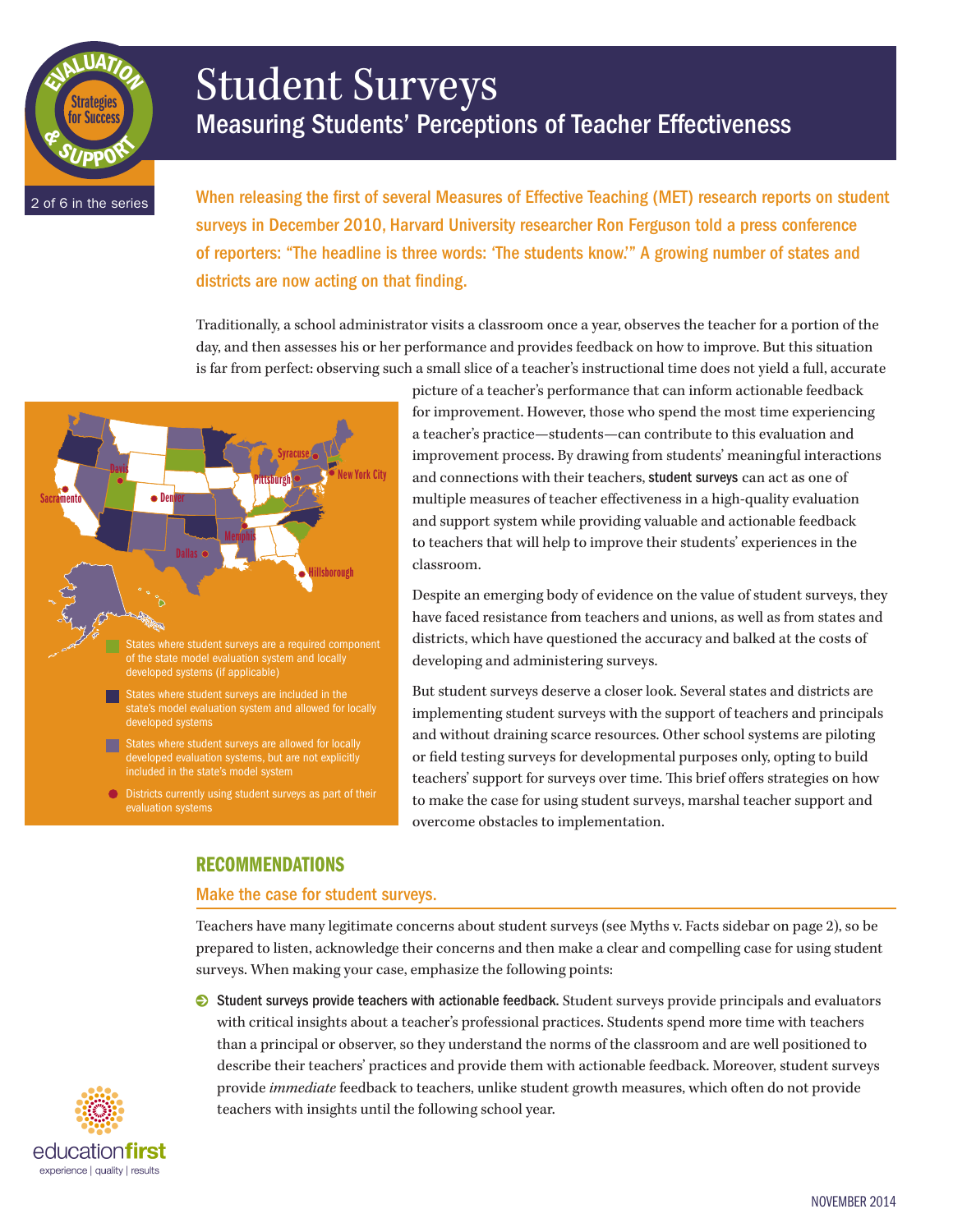# Student Surveys

## Measuring Students' Perceptions of Teacher Effectiveness

2 of 6 in the series

When releasing the first of several Measures of Effective Teaching (MET) research reports on student surveys in December 2010, Harvard University researcher Ron Ferguson told a press conference of reporters: "The headline is three words: 'The students know.'" A growing number of states and districts are now acting on that finding.

Traditionally, a school administrator visits a classroom once a year, observes the teacher for a portion of the day, and then assesses his or her performance and provides feedback on how to improve. But this situation is far from perfect: observing such a small slice of a teacher's instructional time does not yield a full, accurate picture of a teacher's performance that can inform actionable feedback for improvement. However, those who spend the most time experiencing a teacher's practice—students—can contribute to this evaluation and improvement process. By drawing from students' meaningful interactions and connections with their teachers, **student surveys** can act as one of multiple measures of teacher effectiveness in a high-quality evaluation and support system while providing valuable and actionable feedback to teachers that will help to improve their students' experiences in the classroom.

- States where student surveys are a required component of the state model evaluation system and locally developed systems (if applicable)
- States where student surveys are included in the state's model evaluation system and allowed for locally developed systems
- States where student surveys are allowed for locally developed evaluation systems, but are not explicitly included in the state's model system
- Districts currently using student surveys as part of their evaluation systems

Despite an emerging body of evidence on the value of student surveys, they have faced resistance from teachers and unions, as well as from states and districts, which have questioned the accuracy and balked at the costs of developing and administering surveys.

But student surveys deserve a closer look. Several states and districts are implementing student surveys with the support of teachers and principals and without draining scarce resources. Other school systems are piloting or field testing surveys for developmental purposes only, opting to build teachers' support for surveys over time. This brief offers strategies on how to make the case for using student surveys, marshal teacher support and overcome obstacles to implementation.

## RECOMMENDATIONS

### Make the case for student surveys.

Teachers have many legitimate concerns about student surveys (see Myths v. Facts sidebar on page 2), so be prepared to listen, acknowledge their concerns and then make a clear and compelling case for using student surveys. When making your case, emphasize the following points:

- **Student surveys provide teachers with actionable feedback.** Student surveys provide principals and evaluators with critical insights about a teacher's professional practices. Students spend more time with teachers than a principal or observer, so they understand the norms of the classroom and are well positioned to describe their teachers' practices and provide them with actionable feedback. Moreover, student surveys provide *immediate* feedback to teachers, unlike student growth measures, which often do not provide teachers with insights until the following school year.

education**first** experience | quality | results

NOVEMBER 2014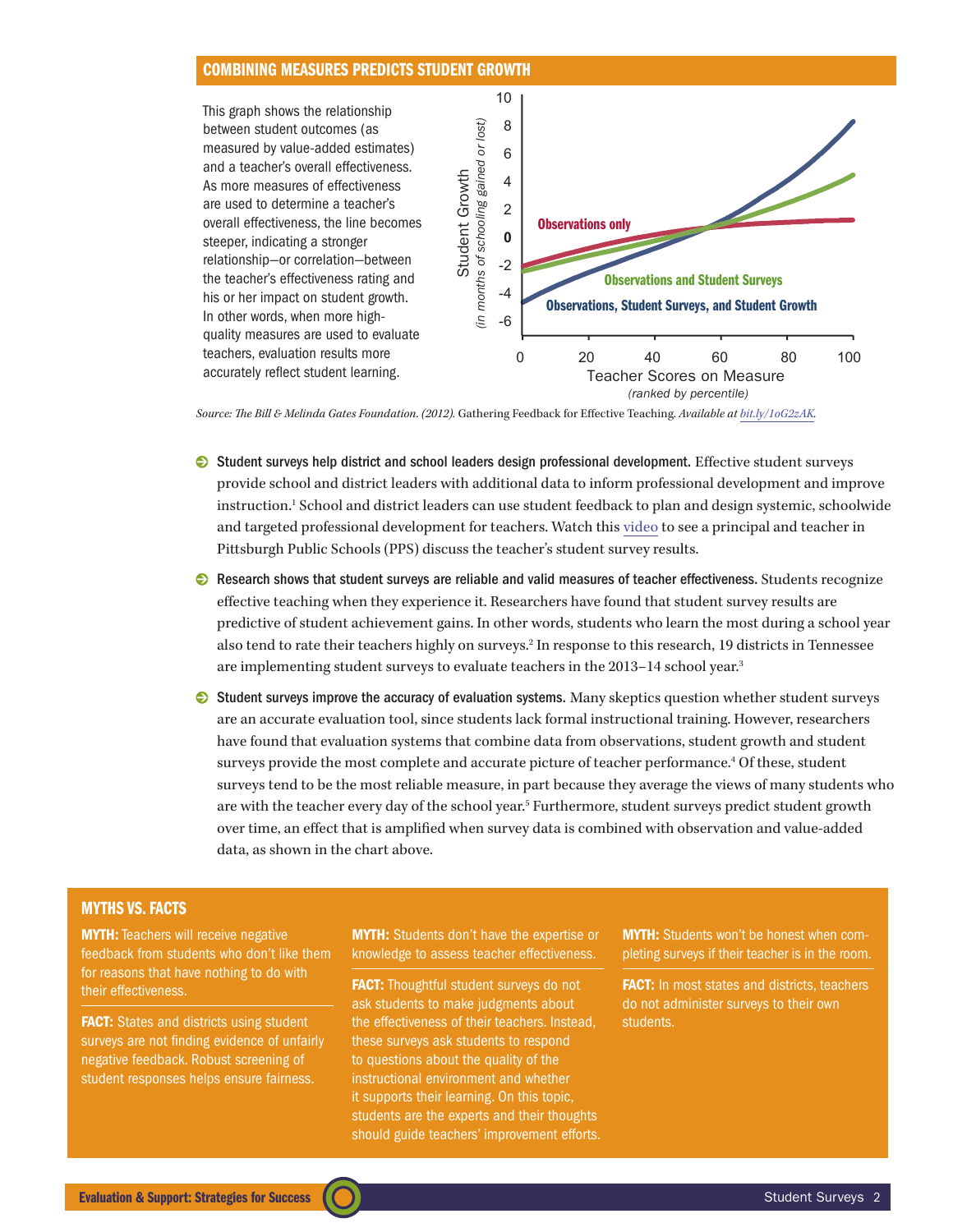## COMBINING MEASURES PREDICTS STUDENT GROWTH

This graph shows the relationship between student outcomes (as measured by value-added estimates) and a teacher's overall effectiveness. As more measures of effectiveness are used to determine a teacher's overall effectiveness, the line becomes steeper, indicating a stronger relationship—or correlation—between the teacher's effectiveness rating and his or her impact on student growth. In other words, when more high-quality measures are used to evaluate teachers, evaluation results more accurately reflect student learning.

*Source: The Bill & Melinda Gates Foundation. (2012).* Gathering Feedback for Effective Teaching. *Available at bit.ly/1oG2zAK.*

- **Student surveys help district and school leaders design professional development.** Effective student surveys provide school and district leaders with additional data to inform professional development and improve instruction.[1] School and district leaders can use student feedback to plan and design systemic, schoolwide and targeted professional development for teachers. Watch this video to see a principal and teacher in Pittsburgh Public Schools (PPS) discuss the teacher's student survey results.
- **Research shows that student surveys are reliable and valid measures of teacher effectiveness.** Students recognize effective teaching when they experience it. Researchers have found that student survey results are predictive of student achievement gains. In other words, students who learn the most during a school year also tend to rate their teachers highly on surveys.[2] In response to this research, 19 districts in Tennessee are implementing student surveys to evaluate teachers in the 2013–14 school year.[3]
- **Student surveys improve the accuracy of evaluation systems.** Many skeptics question whether student surveys are an accurate evaluation tool, since students lack formal instructional training. However, researchers have found that evaluation systems that combine data from observations, student growth and student surveys provide the most complete and accurate picture of teacher performance.[4] Of these, student surveys tend to be the most reliable measure, in part because they average the views of many students who are with the teacher every day of the school year.[5] Furthermore, student surveys predict student growth over time, an effect that is amplified when survey data is combined with observation and value-added data, as shown in the chart above.

## MYTHS VS. FACTS

**MYTH:** Teachers will receive negative feedback from students who don't like them for reasons that have nothing to do with their effectiveness.

**FACT:** States and districts using student surveys are not finding evidence of unfairly negative feedback. Robust screening of student responses helps ensure fairness.

**MYTH:** Students don't have the expertise or knowledge to assess teacher effectiveness.

**FACT:** Thoughtful student surveys do not ask students to make judgments about the effectiveness of their teachers. Instead, these surveys ask students to respond to questions about the quality of the instructional environment and whether it supports their learning. On this topic, students are the experts and their thoughts should guide teachers' improvement efforts.

**MYTH:** Students won't be honest when completing surveys if their teacher is in the room.

**FACT:** In most states and districts, teachers do not administer surveys to their own students.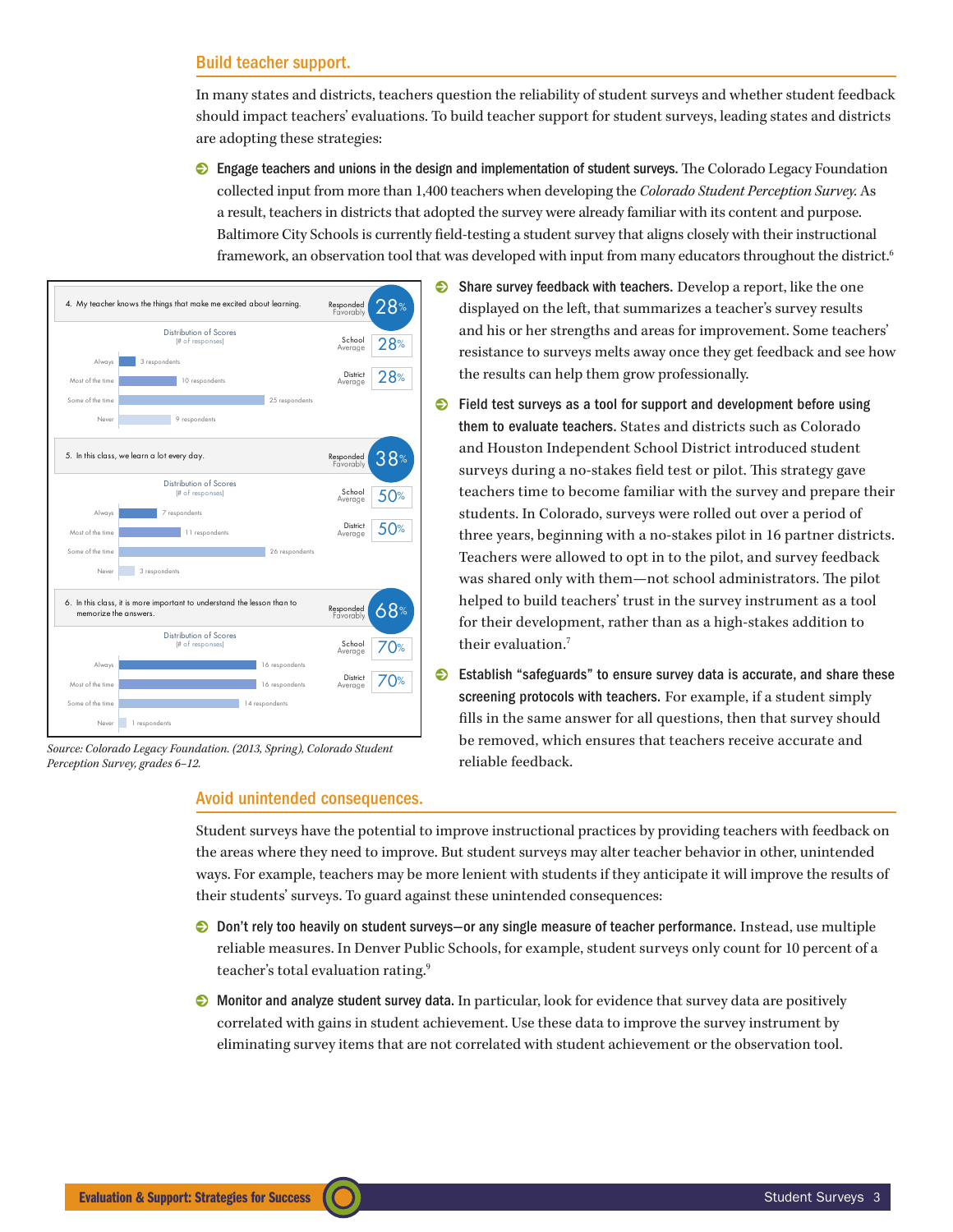## Build teacher support.

In many states and districts, teachers question the reliability of student surveys and whether student feedback should impact teachers' evaluations. To build teacher support for student surveys, leading states and districts are adopting these strategies:

- **Engage teachers and unions in the design and implementation of student surveys.** The Colorado Legacy Foundation collected input from more than 1,400 teachers when developing the *Colorado Student Perception Survey.* As a result, teachers in districts that adopted the survey were already familiar with its content and purpose. Baltimore City Schools is currently field-testing a student survey that aligns closely with their instructional framework, an observation tool that was developed with input from many educators throughout the district.[6]

4. My teacher knows the things that make me excited about learning.

Responded Favorably: 28% | School Average: 28% | District Average: 28%

Distribution of Scores (# of responses)

| Response | Respondents |
|---|---|
| Always | 3 respondents |
| Most of the time | 10 respondents |
| Some of the time | 25 respondents |
| Never | 9 respondents |

5. In this class, we learn a lot every day.

Responded Favorably: 38% | School Average: 50% | District Average: 50%

Distribution of Scores (# of responses)

| Response | Respondents |
|---|---|
| Always | 7 respondents |
| Most of the time | 11 respondents |
| Some of the time | 26 respondents |
| Never | 3 respondents |

6. In this class, it is more important to understand the lesson than to memorize the answers.

Responded Favorably: 68% | School Average: 70% | District Average: 70%

Distribution of Scores (# of responses)

| Response | Respondents |
|---|---|
| Always | 16 respondents |
| Most of the time | 16 respondents |
| Some of the time | 14 respondents |
| Never | 1 respondents |

*Source: Colorado Legacy Foundation. (2013, Spring), Colorado Student Perception Survey, grades 6–12.*

- **Share survey feedback with teachers.** Develop a report, like the one displayed on the left, that summarizes a teacher's survey results and his or her strengths and areas for improvement. Some teachers' resistance to surveys melts away once they get feedback and see how the results can help them grow professionally.

- **Field test surveys as a tool for support and development before using them to evaluate teachers.** States and districts such as Colorado and Houston Independent School District introduced student surveys during a no-stakes field test or pilot. This strategy gave teachers time to become familiar with the survey and prepare their students. In Colorado, surveys were rolled out over a period of three years, beginning with a no-stakes pilot in 16 partner districts. Teachers were allowed to opt in to the pilot, and survey feedback was shared only with them—not school administrators. The pilot helped to build teachers' trust in the survey instrument as a tool for their development, rather than as a high-stakes addition to their evaluation.[7]

- **Establish "safeguards" to ensure survey data is accurate, and share these screening protocols with teachers.** For example, if a student simply fills in the same answer for all questions, then that survey should be removed, which ensures that teachers receive accurate and reliable feedback.

## Avoid unintended consequences.

Student surveys have the potential to improve instructional practices by providing teachers with feedback on the areas where they need to improve. But student surveys may alter teacher behavior in other, unintended ways. For example, teachers may be more lenient with students if they anticipate it will improve the results of their students' surveys. To guard against these unintended consequences:

- **Don't rely too heavily on student surveys—or any single measure of teacher performance.** Instead, use multiple reliable measures. In Denver Public Schools, for example, student surveys only count for 10 percent of a teacher's total evaluation rating.[9]

- **Monitor and analyze student survey data.** In particular, look for evidence that survey data are positively correlated with gains in student achievement. Use these data to improve the survey instrument by eliminating survey items that are not correlated with student achievement or the observation tool.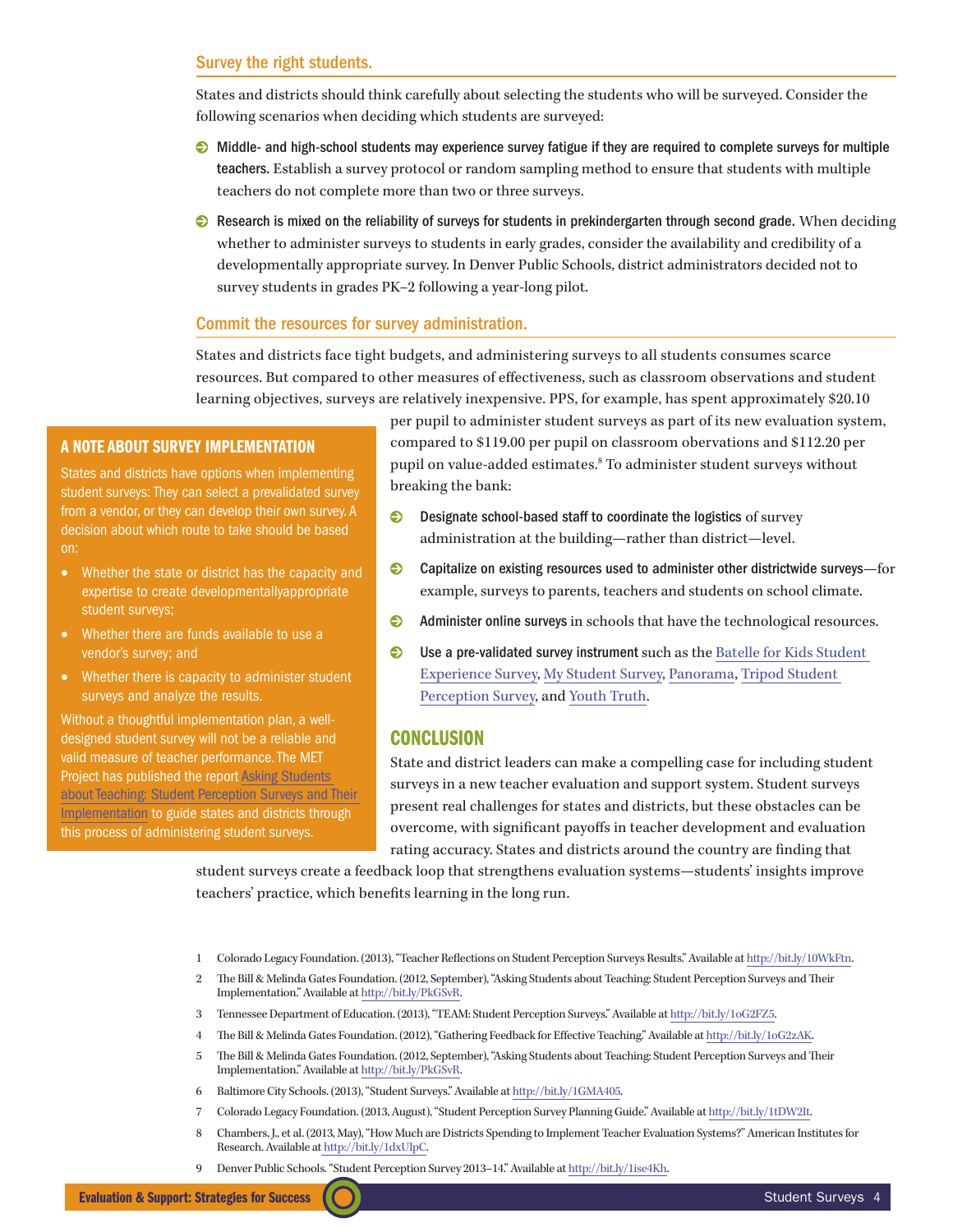## Survey the right students.

States and districts should think carefully about selecting the students who will be surveyed. Consider the following scenarios when deciding which students are surveyed:

- **Middle- and high-school students may experience survey fatigue if they are required to complete surveys for multiple teachers.** Establish a survey protocol or random sampling method to ensure that students with multiple teachers do not complete more than two or three surveys.
- **Research is mixed on the reliability of surveys for students in prekindergarten through second grade.** When deciding whether to administer surveys to students in early grades, consider the availability and credibility of a developmentally appropriate survey. In Denver Public Schools, district administrators decided not to survey students in grades PK–2 following a year-long pilot.

## Commit the resources for survey administration.

States and districts face tight budgets, and administering surveys to all students consumes scarce resources. But compared to other measures of effectiveness, such as classroom observations and student learning objectives, surveys are relatively inexpensive. PPS, for example, has spent approximately $20.10 per pupil to administer student surveys as part of its new evaluation system, compared to $119.00 per pupil on classroom obervations and $112.20 per pupil on value-added estimates.[8] To administer student surveys without breaking the bank:

- **Designate school-based staff to coordinate the logistics** of survey administration at the building—rather than district—level.
- **Capitalize on existing resources used to administer other districtwide surveys**—for example, surveys to parents, teachers and students on school climate.
- **Administer online surveys** in schools that have the technological resources.
- **Use a pre-validated survey instrument** such as the Batelle for Kids Student Experience Survey, My Student Survey, Panorama, Tripod Student Perception Survey, and Youth Truth.

### A NOTE ABOUT SURVEY IMPLEMENTATION

States and districts have options when implementing student surveys: They can select a prevalidated survey from a vendor, or they can develop their own survey. A decision about which route to take should be based on:

- Whether the state or district has the capacity and expertise to create developmentallyappropriate student surveys;
- Whether there are funds available to use a vendor's survey; and
- Whether there is capacity to administer student surveys and analyze the results.

Without a thoughtful implementation plan, a well-designed student survey will not be a reliable and valid measure of teacher performance. The MET Project has published the report Asking Students about Teaching: Student Perception Surveys and Their Implementation to guide states and districts through this process of administering student surveys.

## CONCLUSION

State and district leaders can make a compelling case for including student surveys in a new teacher evaluation and support system. Student surveys present real challenges for states and districts, but these obstacles can be overcome, with significant payoffs in teacher development and evaluation rating accuracy. States and districts around the country are finding that student surveys create a feedback loop that strengthens evaluation systems—students' insights improve teachers' practice, which benefits learning in the long run.

1 Colorado Legacy Foundation. (2013), "Teacher Reflections on Student Perception Surveys Results." Available at http://bit.ly/10WkFtn.

2 The Bill & Melinda Gates Foundation. (2012, September), "Asking Students about Teaching: Student Perception Surveys and Their Implementation." Available at http://bit.ly/PkGSvR.

3 Tennessee Department of Education. (2013), "TEAM: Student Perception Surveys." Available at http://bit.ly/1oG2FZ5.

4 The Bill & Melinda Gates Foundation. (2012), "Gathering Feedback for Effective Teaching." Available at http://bit.ly/1oG2zAK.

5 The Bill & Melinda Gates Foundation. (2012, September), "Asking Students about Teaching: Student Perception Surveys and Their Implementation." Available at http://bit.ly/PkGSvR.

6 Baltimore City Schools. (2013), "Student Surveys." Available at http://bit.ly/1GMA405.

7 Colorado Legacy Foundation. (2013, August), "Student Perception Survey Planning Guide." Available at http://bit.ly/1tDW2It.

8 Chambers, J., et al. (2013, May), "How Much are Districts Spending to Implement Teacher Evaluation Systems?" American Institutes for Research. Available at http://bit.ly/1dxUIpC.

9 Denver Public Schools. "Student Perception Survey 2013–14." Available at http://bit.ly/1ise4Kh.